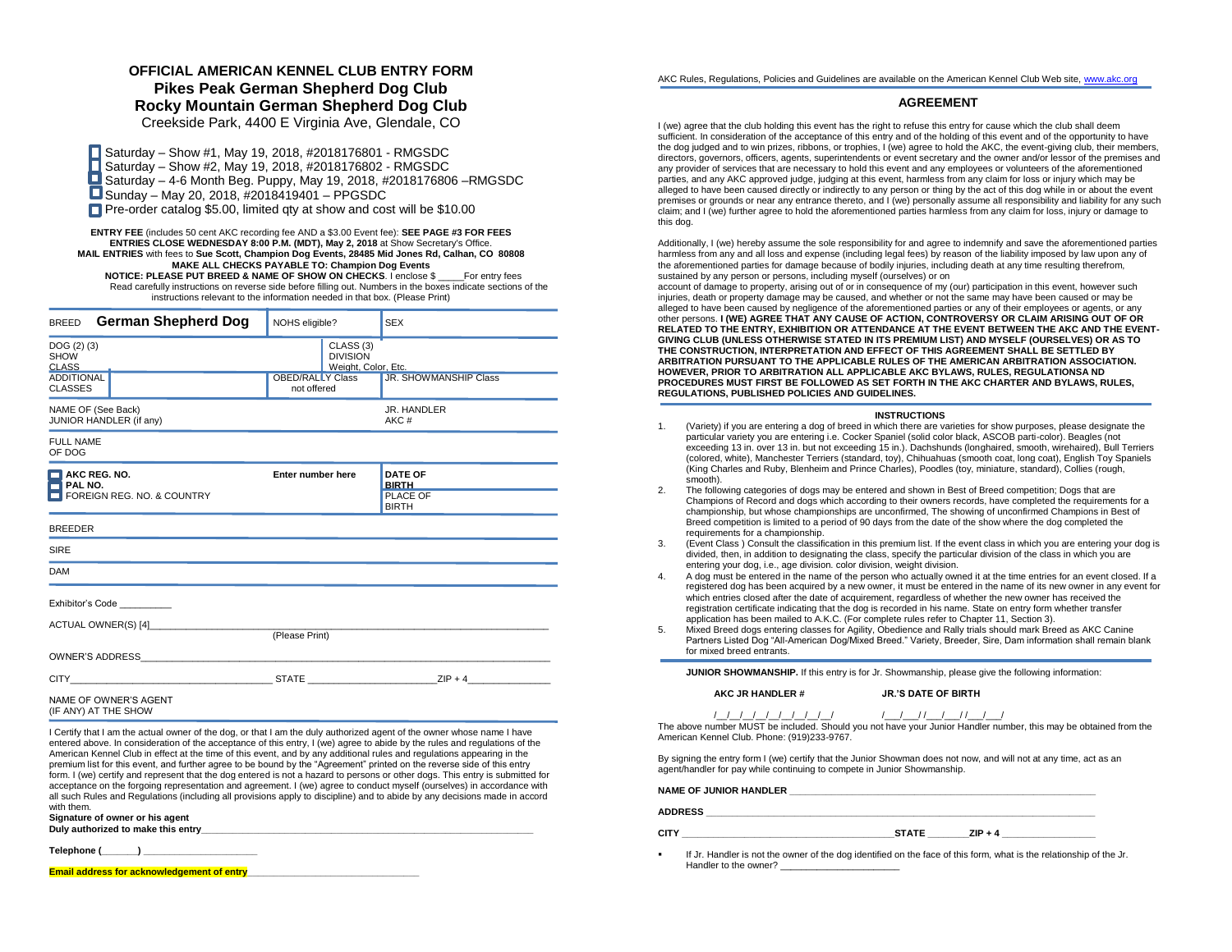# OFFICIAL AMERICAN KENNEL CLUB ENTRY FORM
## Pikes Peak German Shepherd Dog Club
## Rocky Mountain German Shepherd Dog Club

Creekside Park, 4400 E Virginia Ave, Glendale, CO

- ☐ Saturday – Show #1, May 19, 2018, #2018176801 - RMGSDC
- ☐ Saturday – Show #2, May 19, 2018, #2018176802 - RMGSDC
- ☐ Saturday – 4-6 Month Beg. Puppy, May 19, 2018, #2018176806 –RMGSDC
- ☐ Sunday – May 20, 2018, #2018419401 – PPGSDC
- ☐ Pre-order catalog $5.00, limited qty at show and cost will be $10.00

**ENTRY FEE** (includes 50 cent AKC recording fee AND a $3.00 Event fee): **SEE PAGE #3 FOR FEES**
**ENTRIES CLOSE WEDNESDAY 8:00 P.M. (MDT), May 2, 2018** at Show Secretary's Office.
**MAIL ENTRIES** with fees to **Sue Scott, Champion Dog Events, 28485 Mid Jones Rd, Calhan, CO 80808**
**MAKE ALL CHECKS PAYABLE TO: Champion Dog Events**
**NOTICE: PLEASE PUT BREED & NAME OF SHOW ON CHECKS**. I enclose $ _____For entry fees
Read carefully instructions on reverse side before filling out. Numbers in the boxes indicate sections of the instructions relevant to the information needed in that box. (Please Print)

| | | | |
|---|---|---|---|
| BREED **German Shepherd Dog** | NOHS eligible? | | SEX |
| DOG (2) (3) SHOW CLASS | | CLASS (3) DIVISION Weight, Color, Etc. | |
| ADDITIONAL CLASSES | OBED/RALLY Class not offered | | JR. SHOWMANSHIP Class |
| NAME OF (See Back) JUNIOR HANDLER (if any) | | | JR. HANDLER AKC # |
| FULL NAME OF DOG | | | |
| ☐ **AKC REG. NO.** ☐ **PAL NO.** ☐ FOREIGN REG. NO. & COUNTRY | **Enter number here** | | **DATE OF BIRTH** / PLACE OF BIRTH |
| BREEDER | | | |
| SIRE | | | |
| DAM | | | |

Exhibitor's Code __________

ACTUAL OWNER(S) [4]________________________________________________
(Please Print)

OWNER'S ADDRESS________________________________________________

CITY______________________ STATE ______________ZIP + 4_____________

NAME OF OWNER'S AGENT (IF ANY) AT THE SHOW

I Certify that I am the actual owner of the dog, or that I am the duly authorized agent of the owner whose name I have entered above. In consideration of the acceptance of this entry, I (we) agree to abide by the rules and regulations of the American Kennel Club in effect at the time of this event, and by any additional rules and regulations appearing in the premium list for this event, and further agree to be bound by the "Agreement" printed on the reverse side of this entry form. I (we) certify and represent that the dog entered is not a hazard to persons or other dogs. This entry is submitted for acceptance on the forgoing representation and agreement. I (we) agree to conduct myself (ourselves) in accordance with all such Rules and Regulations (including all provisions apply to discipline) and to abide by any decisions made in accord with them.

**Signature of owner or his agent**
**Duly authorized to make this entry**________________________________

**Telephone (_______)** ______________________

**Email address for acknowledgement of entry**_______________________

AKC Rules, Regulations, Policies and Guidelines are available on the American Kennel Club Web site, www.akc.org

## AGREEMENT

I (we) agree that the club holding this event has the right to refuse this entry for cause which the club shall deem sufficient. In consideration of the acceptance of this entry and of the holding of this event and of the opportunity to have the dog judged and to win prizes, ribbons, or trophies, I (we) agree to hold the AKC, the event-giving club, their members, directors, governors, officers, agents, superintendents or event secretary and the owner and/or lessor of the premises and any provider of services that are necessary to hold this event and any employees or volunteers of the aforementioned parties, and any AKC approved judge, judging at this event, harmless from any claim for loss or injury which may be alleged to have been caused directly or indirectly to any person or thing by the act of this dog while in or about the event premises or grounds or near any entrance thereto, and I (we) personally assume all responsibility and liability for any such claim; and I (we) further agree to hold the aforementioned parties harmless from any claim for loss, injury or damage to this dog.

Additionally, I (we) hereby assume the sole responsibility for and agree to indemnify and save the aforementioned parties harmless from any and all loss and expense (including legal fees) by reason of the liability imposed by law upon any of the aforementioned parties for damage because of bodily injuries, including death at any time resulting therefrom, sustained by any person or persons, including myself (ourselves) or on
account of damage to property, arising out of or in consequence of my (our) participation in this event, however such injuries, death or property damage may be caused, and whether or not the same may have been caused or may be alleged to have been caused by negligence of the aforementioned parties or any of their employees or agents, or any other persons. **I (WE) AGREE THAT ANY CAUSE OF ACTION, CONTROVERSY OR CLAIM ARISING OUT OF OR RELATED TO THE ENTRY, EXHIBITION OR ATTENDANCE AT THE EVENT BETWEEN THE AKC AND THE EVENT-GIVING CLUB (UNLESS OTHERWISE STATED IN ITS PREMIUM LIST) AND MYSELF (OURSELVES) OR AS TO THE CONSTRUCTION, INTERPRETATION AND EFFECT OF THIS AGREEMENT SHALL BE SETTLED BY ARBITRATION PURSUANT TO THE APPLICABLE RULES OF THE AMERICAN ARBITRATION ASSOCIATION. HOWEVER, PRIOR TO ARBITRATION ALL APPLICABLE AKC BYLAWS, RULES, REGULATIONSA ND PROCEDURES MUST FIRST BE FOLLOWED AS SET FORTH IN THE AKC CHARTER AND BYLAWS, RULES, REGULATIONS, PUBLISHED POLICIES AND GUIDELINES.**

### INSTRUCTIONS

1. (Variety) if you are entering a dog of breed in which there are varieties for show purposes, please designate the particular variety you are entering i.e. Cocker Spaniel (solid color black, ASCOB parti-color). Beagles (not exceeding 13 in. over 13 in. but not exceeding 15 in.). Dachshunds (longhaired, smooth, wirehaired), Bull Terriers (colored, white), Manchester Terriers (standard, toy), Chihuahuas (smooth coat, long coat), English Toy Spaniels (King Charles and Ruby, Blenheim and Prince Charles), Poodles (toy, miniature, standard), Collies (rough, smooth).
2. The following categories of dogs may be entered and shown in Best of Breed competition; Dogs that are Champions of Record and dogs which according to their owners records, have completed the requirements for a championship, but whose championships are unconfirmed, The showing of unconfirmed Champions in Best of Breed competition is limited to a period of 90 days from the date of the show where the dog completed the requirements for a championship.
3. (Event Class ) Consult the classification in this premium list. If the event class in which you are entering your dog is divided, then, in addition to designating the class, specify the particular division of the class in which you are entering your dog, i.e., age division. color division, weight division.
4. A dog must be entered in the name of the person who actually owned it at the time entries for an event closed. If a registered dog has been acquired by a new owner, it must be entered in the name of its new owner in any event for which entries closed after the date of acquirement, regardless of whether the new owner has received the registration certificate indicating that the dog is recorded in his name. State on entry form whether transfer application has been mailed to A.K.C. (For complete rules refer to Chapter 11, Section 3).
5. Mixed Breed dogs entering classes for Agility, Obedience and Rally trials should mark Breed as AKC Canine Partners Listed Dog "All-American Dog/Mixed Breed." Variety, Breeder, Sire, Dam information shall remain blank for mixed breed entrants.

**JUNIOR SHOWMANSHIP.** If this entry is for Jr. Showmanship, please give the following information:

**AKC JR HANDLER #** /__/__/__/__/__/__/__/__/__/ **JR.'S DATE OF BIRTH** /___/___/ /___/___/ /___/___/

The above number MUST be included. Should you not have your Junior Handler number, this may be obtained from the American Kennel Club. Phone: (919)233-9767.

By signing the entry form I (we) certify that the Junior Showman does not now, and will not at any time, act as an agent/handler for pay while continuing to compete in Junior Showmanship.

**NAME OF JUNIOR HANDLER** ________________________________

**ADDRESS** ________________________________

**CITY** ______________________ **STATE** ________ **ZIP + 4** ____________

- If Jr. Handler is not the owner of the dog identified on the face of this form, what is the relationship of the Jr. Handler to the owner? ______________________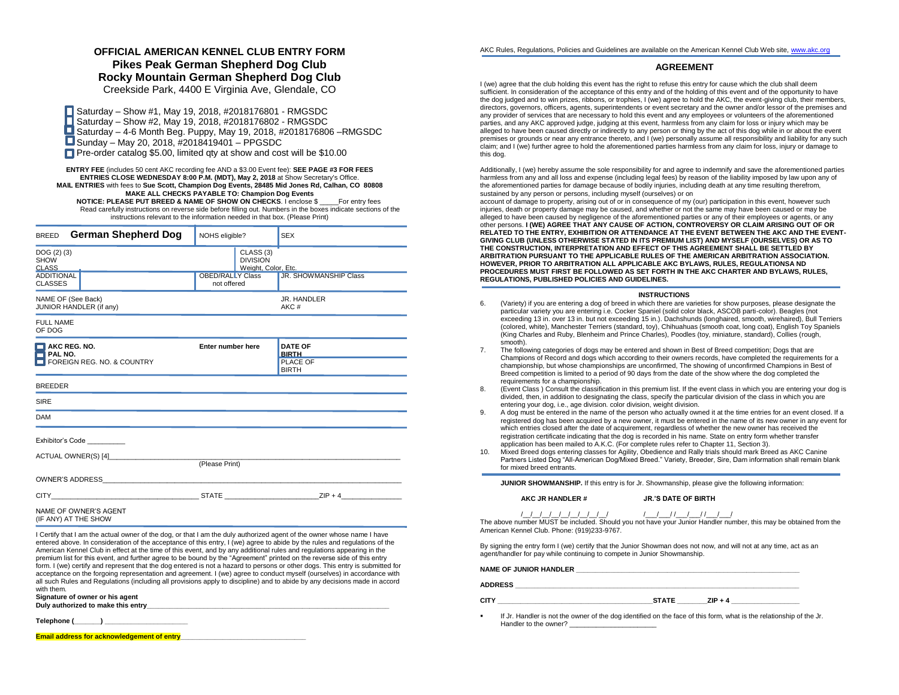# OFFICIAL AMERICAN KENNEL CLUB ENTRY FORM
## Pikes Peak German Shepherd Dog Club
## Rocky Mountain German Shepherd Dog Club

Creekside Park, 4400 E Virginia Ave, Glendale, CO

- ☐ Saturday – Show #1, May 19, 2018, #2018176801 - RMGSDC
- ☐ Saturday – Show #2, May 19, 2018, #2018176802 - RMGSDC
- ☐ Saturday – 4-6 Month Beg. Puppy, May 19, 2018, #2018176806 –RMGSDC
- ☐ Sunday – May 20, 2018, #2018419401 – PPGSDC
- ☐ Pre-order catalog $5.00, limited qty at show and cost will be $10.00

**ENTRY FEE** (includes 50 cent AKC recording fee AND a $3.00 Event fee): **SEE PAGE #3 FOR FEES**
**ENTRIES CLOSE WEDNESDAY 8:00 P.M. (MDT), May 2, 2018** at Show Secretary's Office.
**MAIL ENTRIES** with fees to **Sue Scott, Champion Dog Events, 28485 Mid Jones Rd, Calhan, CO 80808**
**MAKE ALL CHECKS PAYABLE TO: Champion Dog Events**
**NOTICE: PLEASE PUT BREED & NAME OF SHOW ON CHECKS**. I enclose $ _____For entry fees
Read carefully instructions on reverse side before filling out. Numbers in the boxes indicate sections of the instructions relevant to the information needed in that box. (Please Print)

| | | | |
|---|---|---|---|
| BREED **German Shepherd Dog** | | NOHS eligible? | SEX |
| DOG (2) (3) SHOW CLASS | | CLASS (3) DIVISION Weight, Color, Etc. | |
| ADDITIONAL CLASSES | | OBED/RALLY Class not offered | JR. SHOWMANSHIP Class |
| NAME OF (See Back) JUNIOR HANDLER (if any) | | | JR. HANDLER AKC # |
| FULL NAME OF DOG | | | |
| ☐ **AKC REG. NO.** ☐ **PAL NO.** ☐ FOREIGN REG. NO. & COUNTRY | **Enter number here** | | **DATE OF BIRTH** / PLACE OF BIRTH |
| BREEDER | | | |
| SIRE | | | |
| DAM | | | |

Exhibitor's Code __________

ACTUAL OWNER(S) [4]______________________________________________
(Please Print)

OWNER'S ADDRESS______________________________________________

CITY______________________ STATE ______________ZIP + 4____________

NAME OF OWNER'S AGENT (IF ANY) AT THE SHOW

I Certify that I am the actual owner of the dog, or that I am the duly authorized agent of the owner whose name I have entered above. In consideration of the acceptance of this entry, I (we) agree to abide by the rules and regulations of the American Kennel Club in effect at the time of this event, and by any additional rules and regulations appearing in the premium list for this event, and further agree to be bound by the "Agreement" printed on the reverse side of this entry form. I (we) certify and represent that the dog entered is not a hazard to persons or other dogs. This entry is submitted for acceptance on the forgoing representation and agreement. I (we) agree to conduct myself (ourselves) in accordance with all such Rules and Regulations (including all provisions apply to discipline) and to abide by any decisions made in accord with them.

**Signature of owner or his agent**
**Duly authorized to make this entry**______________________________________________

**Telephone (_______)** ______________________

**Email address for acknowledgement of entry**______________________________

AKC Rules, Regulations, Policies and Guidelines are available on the American Kennel Club Web site, www.akc.org

## AGREEMENT

I (we) agree that the club holding this event has the right to refuse this entry for cause which the club shall deem sufficient. In consideration of the acceptance of this entry and of the holding of this event and of the opportunity to have the dog judged and to win prizes, ribbons, or trophies, I (we) agree to hold the AKC, the event-giving club, their members, directors, governors, officers, agents, superintendents or event secretary and the owner and/or lessor of the premises and any provider of services that are necessary to hold this event and any employees or volunteers of the aforementioned parties, and any AKC approved judge, judging at this event, harmless from any claim for loss or injury which may be alleged to have been caused directly or indirectly to any person or thing by the act of this dog while in or about the event premises or grounds or near any entrance thereto, and I (we) personally assume all responsibility and liability for any such claim; and I (we) further agree to hold the aforementioned parties harmless from any claim for loss, injury or damage to this dog.

Additionally, I (we) hereby assume the sole responsibility for and agree to indemnify and save the aforementioned parties harmless from any and all loss and expense (including legal fees) by reason of the liability imposed by law upon any of the aforementioned parties for damage because of bodily injuries, including death at any time resulting therefrom, sustained by any person or persons, including myself (ourselves) or on account of damage to property, arising out of or in consequence of my (our) participation in this event, however such injuries, death or property damage may be caused, and whether or not the same may have been caused or may be alleged to have been caused by negligence of the aforementioned parties or any of their employees or agents, or any other persons. **I (WE) AGREE THAT ANY CAUSE OF ACTION, CONTROVERSY OR CLAIM ARISING OUT OF OR RELATED TO THE ENTRY, EXHIBITION OR ATTENDANCE AT THE EVENT BETWEEN THE AKC AND THE EVENT-GIVING CLUB (UNLESS OTHERWISE STATED IN ITS PREMIUM LIST) AND MYSELF (OURSELVES) OR AS TO THE CONSTRUCTION, INTERPRETATION AND EFFECT OF THIS AGREEMENT SHALL BE SETTLED BY ARBITRATION PURSUANT TO THE APPLICABLE RULES OF THE AMERICAN ARBITRATION ASSOCIATION. HOWEVER, PRIOR TO ARBITRATION ALL APPLICABLE AKC BYLAWS, RULES, REGULATIONSA ND PROCEDURES MUST FIRST BE FOLLOWED AS SET FORTH IN THE AKC CHARTER AND BYLAWS, RULES, REGULATIONS, PUBLISHED POLICIES AND GUIDELINES.**

### INSTRUCTIONS

6. (Variety) if you are entering a dog of breed in which there are varieties for show purposes, please designate the particular variety you are entering i.e. Cocker Spaniel (solid color black, ASCOB parti-color). Beagles (not exceeding 13 in. over 13 in. but not exceeding 15 in.). Dachshunds (longhaired, smooth, wirehaired), Bull Terriers (colored, white), Manchester Terriers (standard, toy), Chihuahuas (smooth coat, long coat), English Toy Spaniels (King Charles and Ruby, Blenheim and Prince Charles), Poodles (toy, miniature, standard), Collies (rough, smooth).
7. The following categories of dogs may be entered and shown in Best of Breed competition; Dogs that are Champions of Record and dogs which according to their owners records, have completed the requirements for a championship, but whose championships are unconfirmed, The showing of unconfirmed Champions in Best of Breed competition is limited to a period of 90 days from the date of the show where the dog completed the requirements for a championship.
8. (Event Class ) Consult the classification in this premium list. If the event class in which you are entering your dog is divided, then, in addition to designating the class, specify the particular division of the class in which you are entering your dog, i.e., age division. color division, weight division.
9. A dog must be entered in the name of the person who actually owned it at the time entries for an event closed. If a registered dog has been acquired by a new owner, it must be entered in the name of its new owner in any event for which entries closed after the date of acquirement, regardless of whether the new owner has received the registration certificate indicating that the dog is recorded in his name. State on entry form whether transfer application has been mailed to A.K.C. (For complete rules refer to Chapter 11, Section 3).
10. Mixed Breed dogs entering classes for Agility, Obedience and Rally trials should mark Breed as AKC Canine Partners Listed Dog "All-American Dog/Mixed Breed." Variety, Breeder, Sire, Dam information shall remain blank for mixed breed entrants.

**JUNIOR SHOWMANSHIP.** If this entry is for Jr. Showmanship, please give the following information:

**AKC JR HANDLER #** /__/__/__/__/__/__/__/__/__/    **JR.'S DATE OF BIRTH** /___/___/ /___/___/ /___/___/

The above number MUST be included. Should you not have your Junior Handler number, this may be obtained from the American Kennel Club. Phone: (919)233-9767.

By signing the entry form I (we) certify that the Junior Showman does not now, and will not at any time, act as an agent/handler for pay while continuing to compete in Junior Showmanship.

**NAME OF JUNIOR HANDLER** ______________________________________________

**ADDRESS** ______________________________________________

**CITY** ______________________ **STATE** ________ **ZIP + 4** ____________

- If Jr. Handler is not the owner of the dog identified on the face of this form, what is the relationship of the Jr. Handler to the owner? ______________________